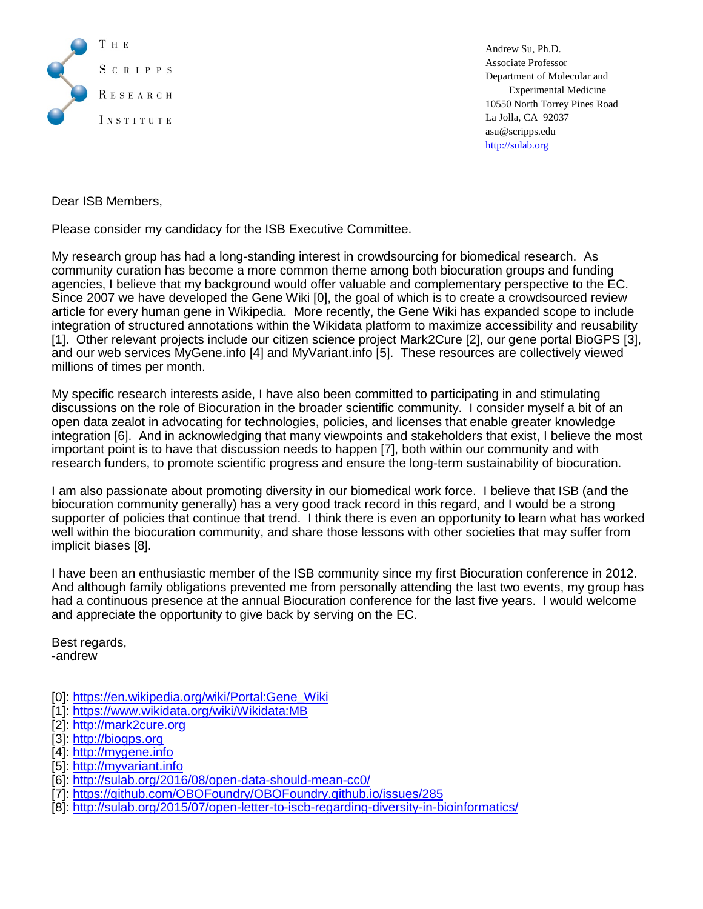The Scripps Research Institute

Andrew Su, Ph.D.
Associate Professor
Department of Molecular and Experimental Medicine
10550 North Torrey Pines Road
La Jolla, CA 92037
asu@scripps.edu
http://sulab.org

Dear ISB Members,

Please consider my candidacy for the ISB Executive Committee.

My research group has had a long-standing interest in crowdsourcing for biomedical research. As community curation has become a more common theme among both biocuration groups and funding agencies, I believe that my background would offer valuable and complementary perspective to the EC. Since 2007 we have developed the Gene Wiki [0], the goal of which is to create a crowdsourced review article for every human gene in Wikipedia. More recently, the Gene Wiki has expanded scope to include integration of structured annotations within the Wikidata platform to maximize accessibility and reusability [1]. Other relevant projects include our citizen science project Mark2Cure [2], our gene portal BioGPS [3], and our web services MyGene.info [4] and MyVariant.info [5]. These resources are collectively viewed millions of times per month.

My specific research interests aside, I have also been committed to participating in and stimulating discussions on the role of Biocuration in the broader scientific community. I consider myself a bit of an open data zealot in advocating for technologies, policies, and licenses that enable greater knowledge integration [6]. And in acknowledging that many viewpoints and stakeholders that exist, I believe the most important point is to have that discussion needs to happen [7], both within our community and with research funders, to promote scientific progress and ensure the long-term sustainability of biocuration.

I am also passionate about promoting diversity in our biomedical work force. I believe that ISB (and the biocuration community generally) has a very good track record in this regard, and I would be a strong supporter of policies that continue that trend. I think there is even an opportunity to learn what has worked well within the biocuration community, and share those lessons with other societies that may suffer from implicit biases [8].

I have been an enthusiastic member of the ISB community since my first Biocuration conference in 2012. And although family obligations prevented me from personally attending the last two events, my group has had a continuous presence at the annual Biocuration conference for the last five years. I would welcome and appreciate the opportunity to give back by serving on the EC.

Best regards,
-andrew

[0]: https://en.wikipedia.org/wiki/Portal:Gene_Wiki
[1]: https://www.wikidata.org/wiki/Wikidata:MB
[2]: http://mark2cure.org
[3]: http://biogps.org
[4]: http://mygene.info
[5]: http://myvariant.info
[6]: http://sulab.org/2016/08/open-data-should-mean-cc0/
[7]: https://github.com/OBOFoundry/OBOFoundry.github.io/issues/285
[8]: http://sulab.org/2015/07/open-letter-to-iscb-regarding-diversity-in-bioinformatics/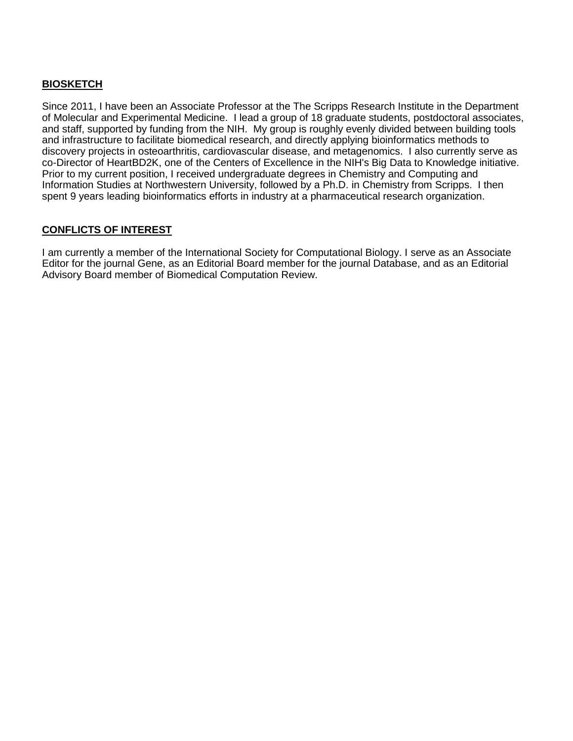**BIOSKETCH**

Since 2011, I have been an Associate Professor at the The Scripps Research Institute in the Department of Molecular and Experimental Medicine. I lead a group of 18 graduate students, postdoctoral associates, and staff, supported by funding from the NIH. My group is roughly evenly divided between building tools and infrastructure to facilitate biomedical research, and directly applying bioinformatics methods to discovery projects in osteoarthritis, cardiovascular disease, and metagenomics. I also currently serve as co-Director of HeartBD2K, one of the Centers of Excellence in the NIH's Big Data to Knowledge initiative. Prior to my current position, I received undergraduate degrees in Chemistry and Computing and Information Studies at Northwestern University, followed by a Ph.D. in Chemistry from Scripps. I then spent 9 years leading bioinformatics efforts in industry at a pharmaceutical research organization.

**CONFLICTS OF INTEREST**

I am currently a member of the International Society for Computational Biology. I serve as an Associate Editor for the journal Gene, as an Editorial Board member for the journal Database, and as an Editorial Advisory Board member of Biomedical Computation Review.